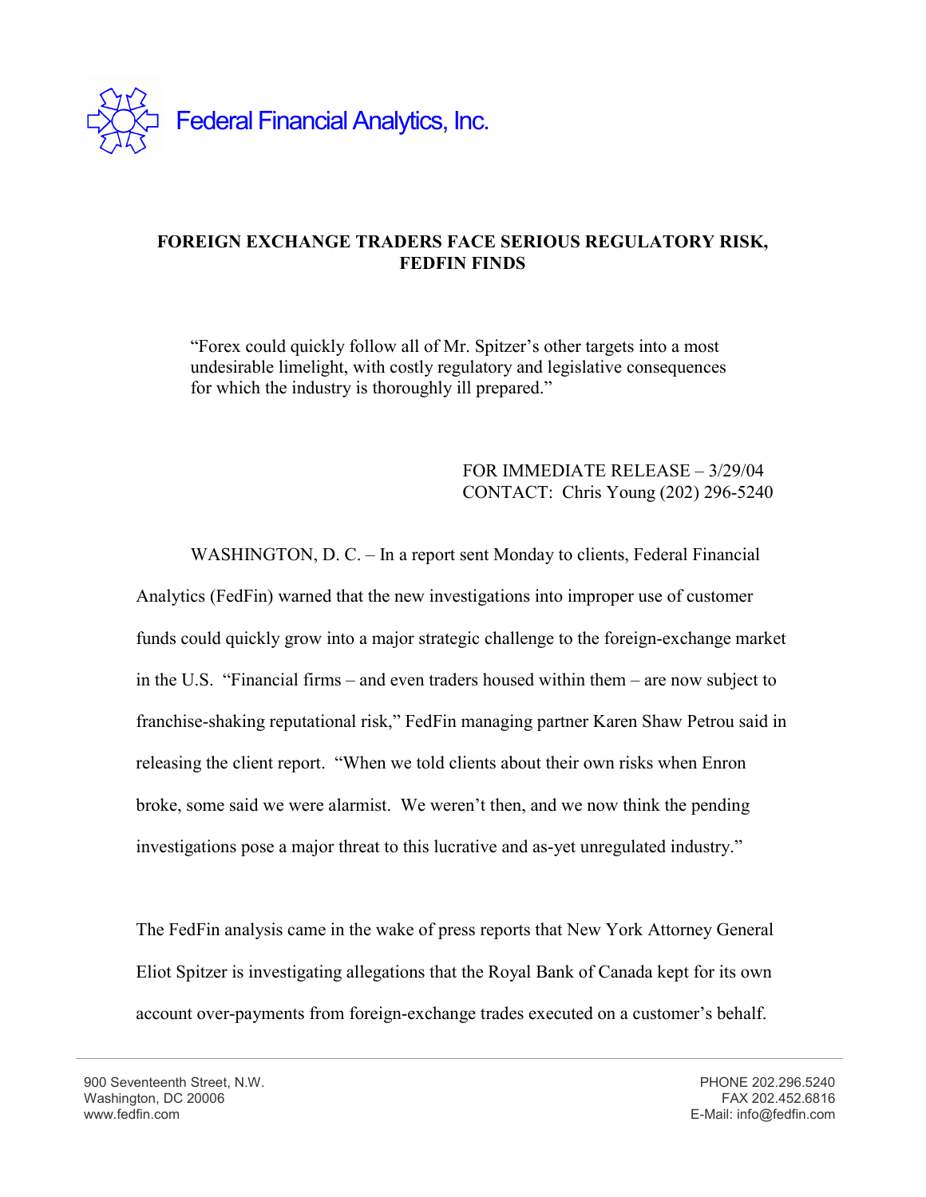Federal Financial Analytics, Inc.

**FOREIGN EXCHANGE TRADERS FACE SERIOUS REGULATORY RISK, FEDFIN FINDS**

> "Forex could quickly follow all of Mr. Spitzer's other targets into a most undesirable limelight, with costly regulatory and legislative consequences for which the industry is thoroughly ill prepared."

FOR IMMEDIATE RELEASE – 3/29/04
CONTACT: Chris Young (202) 296-5240

WASHINGTON, D. C. – In a report sent Monday to clients, Federal Financial Analytics (FedFin) warned that the new investigations into improper use of customer funds could quickly grow into a major strategic challenge to the foreign-exchange market in the U.S. "Financial firms – and even traders housed within them – are now subject to franchise-shaking reputational risk," FedFin managing partner Karen Shaw Petrou said in releasing the client report. "When we told clients about their own risks when Enron broke, some said we were alarmist. We weren't then, and we now think the pending investigations pose a major threat to this lucrative and as-yet unregulated industry."

The FedFin analysis came in the wake of press reports that New York Attorney General Eliot Spitzer is investigating allegations that the Royal Bank of Canada kept for its own account over-payments from foreign-exchange trades executed on a customer's behalf.

900 Seventeenth Street, N.W.
Washington, DC 20006
www.fedfin.com

PHONE 202.296.5240
FAX 202.452.6816
E-Mail: info@fedfin.com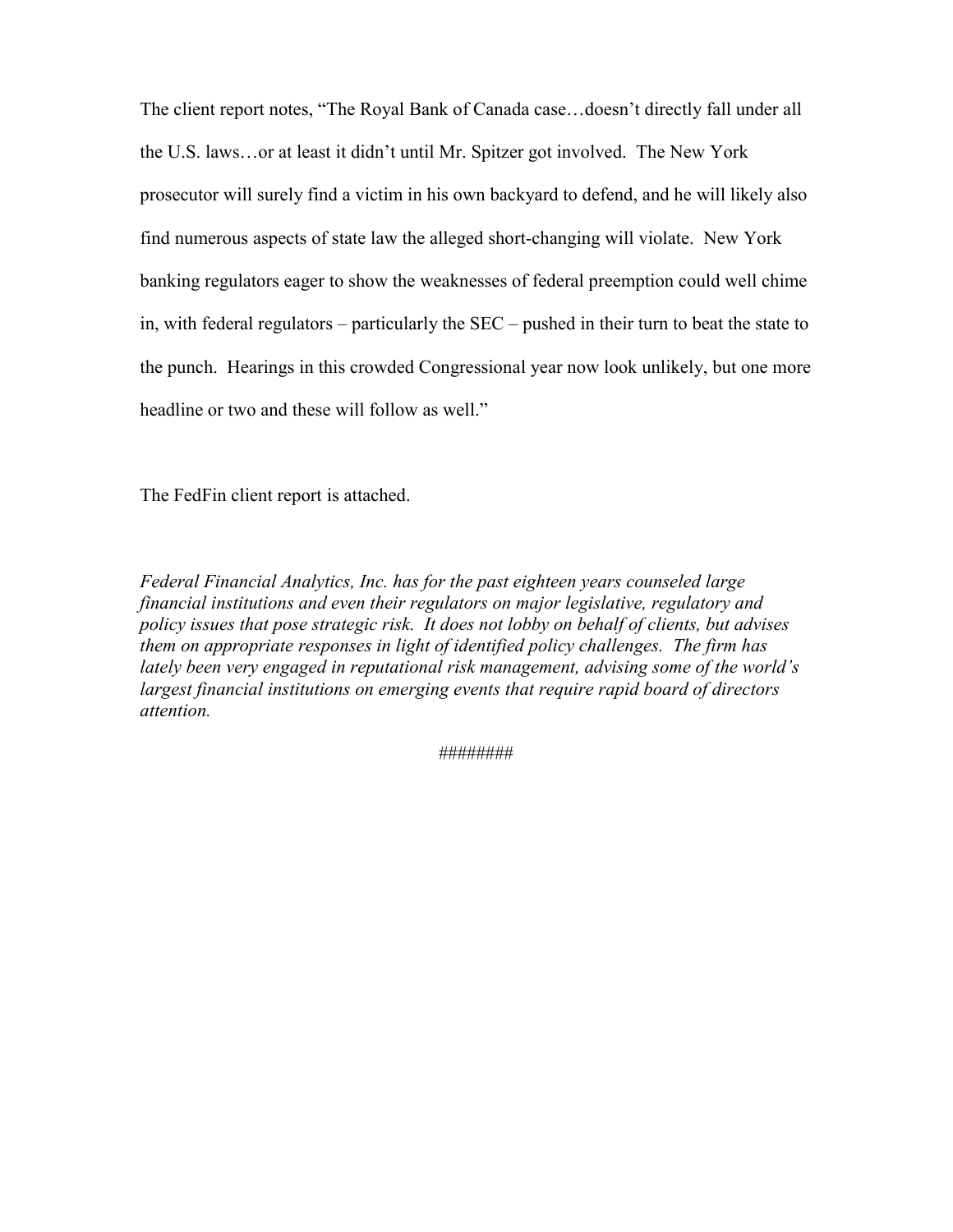The client report notes, "The Royal Bank of Canada case…doesn't directly fall under all the U.S. laws…or at least it didn't until Mr. Spitzer got involved. The New York prosecutor will surely find a victim in his own backyard to defend, and he will likely also find numerous aspects of state law the alleged short-changing will violate. New York banking regulators eager to show the weaknesses of federal preemption could well chime in, with federal regulators – particularly the SEC – pushed in their turn to beat the state to the punch. Hearings in this crowded Congressional year now look unlikely, but one more headline or two and these will follow as well."

The FedFin client report is attached.

*Federal Financial Analytics, Inc. has for the past eighteen years counseled large financial institutions and even their regulators on major legislative, regulatory and policy issues that pose strategic risk. It does not lobby on behalf of clients, but advises them on appropriate responses in light of identified policy challenges. The firm has lately been very engaged in reputational risk management, advising some of the world's largest financial institutions on emerging events that require rapid board of directors attention.*

########